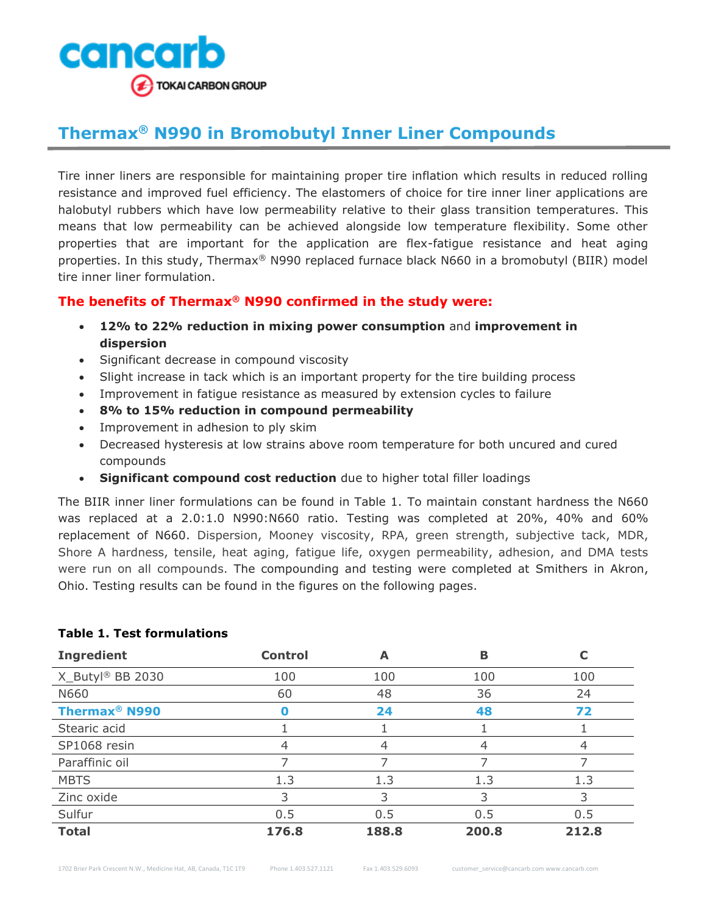# Thermax® N990 in Bromobutyl Inner Liner Compounds

Tire inner liners are responsible for maintaining proper tire inflation which results in reduced rolling resistance and improved fuel efficiency. The elastomers of choice for tire inner liner applications are halobutyl rubbers which have low permeability relative to their glass transition temperatures. This means that low permeability can be achieved alongside low temperature flexibility. Some other properties that are important for the application are flex-fatigue resistance and heat aging properties. In this study, Thermax® N990 replaced furnace black N660 in a bromobutyl (BIIR) model tire inner liner formulation.

## The benefits of Thermax® N990 confirmed in the study were:

- **12% to 22% reduction in mixing power consumption** and **improvement in dispersion**
- Significant decrease in compound viscosity
- Slight increase in tack which is an important property for the tire building process
- Improvement in fatigue resistance as measured by extension cycles to failure
- **8% to 15% reduction in compound permeability**
- Improvement in adhesion to ply skim
- Decreased hysteresis at low strains above room temperature for both uncured and cured compounds
- **Significant compound cost reduction** due to higher total filler loadings

The BIIR inner liner formulations can be found in Table 1. To maintain constant hardness the N660 was replaced at a 2.0:1.0 N990:N660 ratio. Testing was completed at 20%, 40% and 60% replacement of N660. Dispersion, Mooney viscosity, RPA, green strength, subjective tack, MDR, Shore A hardness, tensile, heat aging, fatigue life, oxygen permeability, adhesion, and DMA tests were run on all compounds. The compounding and testing were completed at Smithers in Akron, Ohio. Testing results can be found in the figures on the following pages.

**Table 1. Test formulations**

| Ingredient | Control | A | B | C |
|---|---|---|---|---|
| X_Butyl® BB 2030 | 100 | 100 | 100 | 100 |
| N660 | 60 | 48 | 36 | 24 |
| **Thermax® N990** | **0** | **24** | **48** | **72** |
| Stearic acid | 1 | 1 | 1 | 1 |
| SP1068 resin | 4 | 4 | 4 | 4 |
| Paraffinic oil | 7 | 7 | 7 | 7 |
| MBTS | 1.3 | 1.3 | 1.3 | 1.3 |
| Zinc oxide | 3 | 3 | 3 | 3 |
| Sulfur | 0.5 | 0.5 | 0.5 | 0.5 |
| **Total** | **176.8** | **188.8** | **200.8** | **212.8** |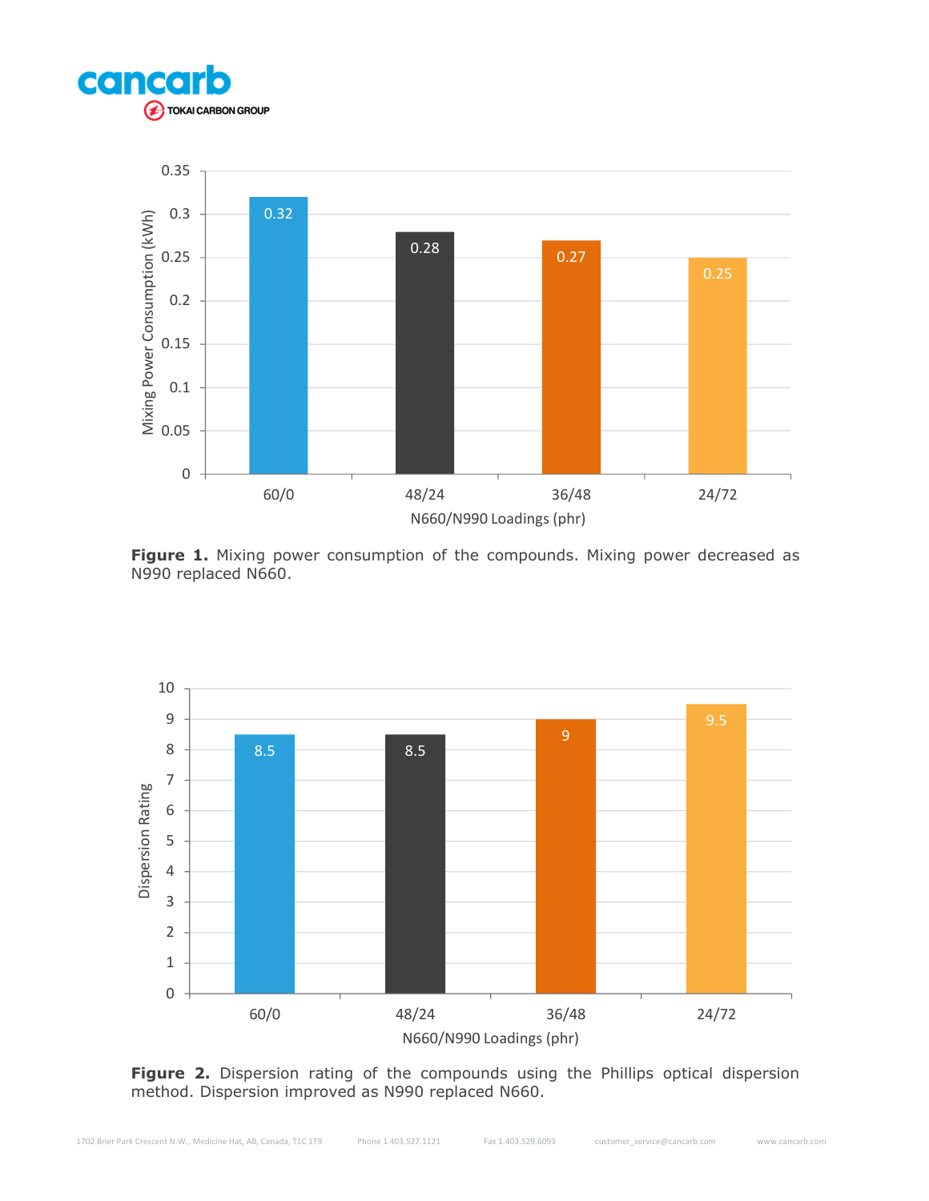**Figure 1.** Mixing power consumption of the compounds. Mixing power decreased as N990 replaced N660.

**Figure 2.** Dispersion rating of the compounds using the Phillips optical dispersion method. Dispersion improved as N990 replaced N660.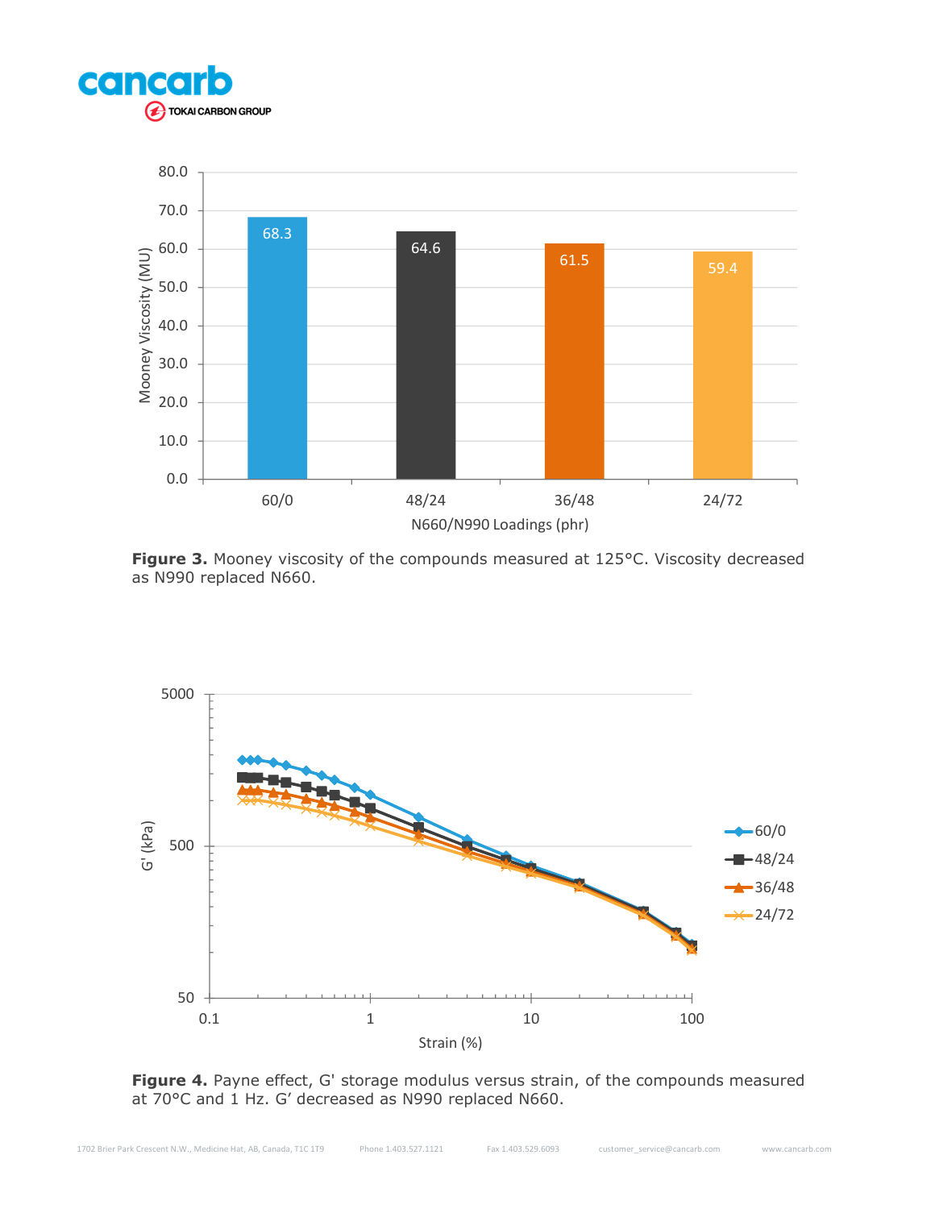**Figure 3.** Mooney viscosity of the compounds measured at 125°C. Viscosity decreased as N990 replaced N660.

**Figure 4.** Payne effect, G' storage modulus versus strain, of the compounds measured at 70°C and 1 Hz. G' decreased as N990 replaced N660.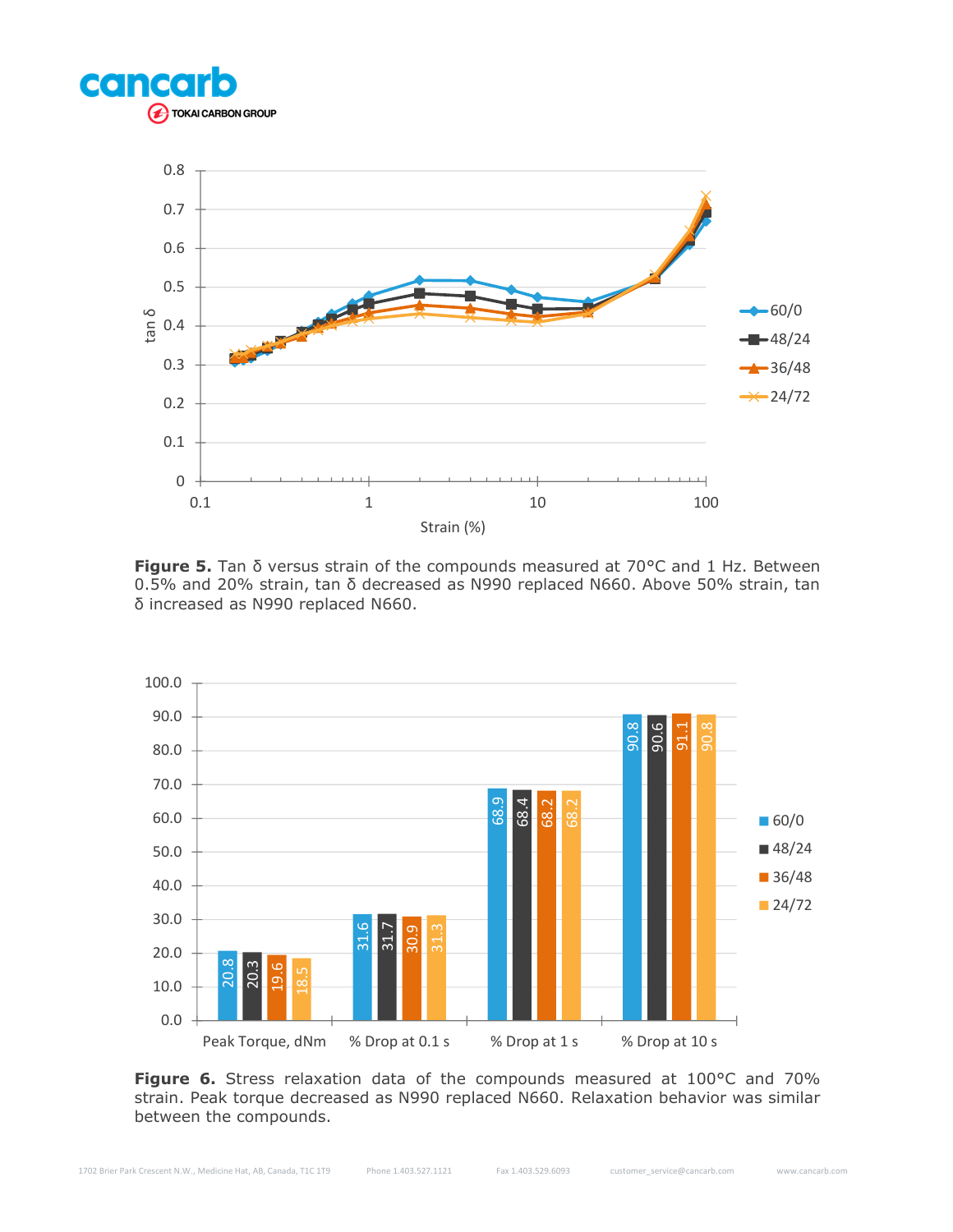**Figure 5.** Tan δ versus strain of the compounds measured at 70°C and 1 Hz. Between 0.5% and 20% strain, tan δ decreased as N990 replaced N660. Above 50% strain, tan δ increased as N990 replaced N660.

**Figure 6.** Stress relaxation data of the compounds measured at 100°C and 70% strain. Peak torque decreased as N990 replaced N660. Relaxation behavior was similar between the compounds.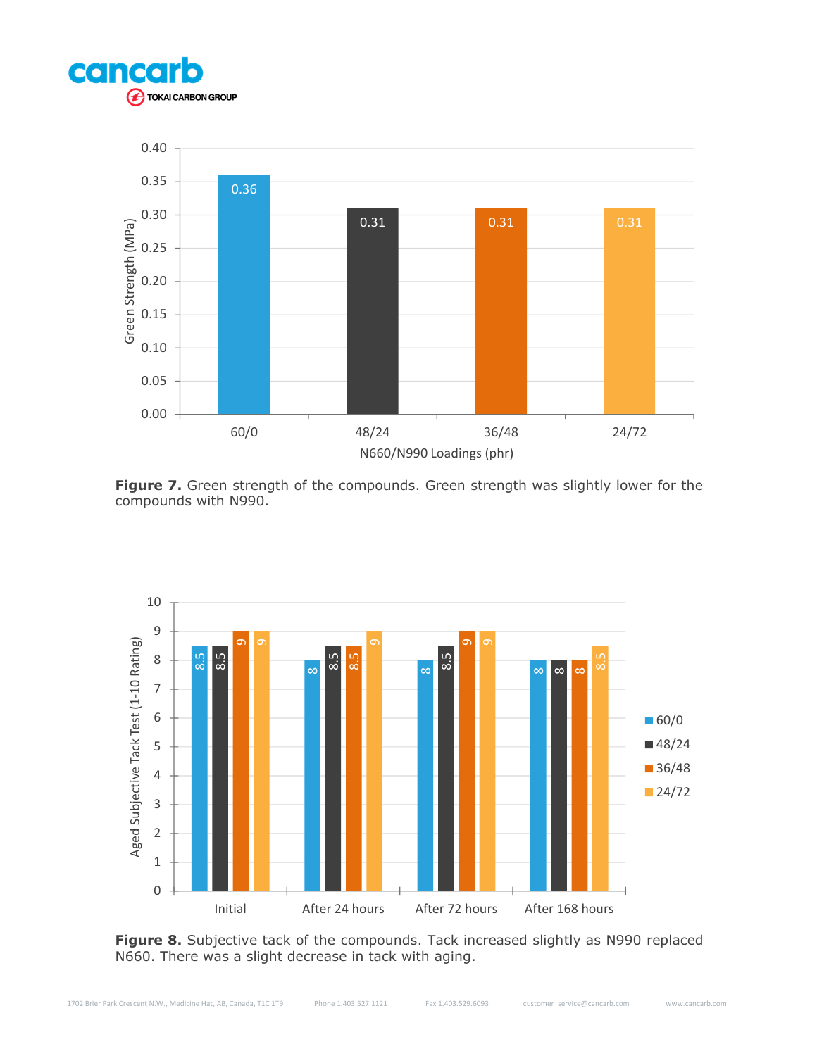**Figure 7.** Green strength of the compounds. Green strength was slightly lower for the compounds with N990.

**Figure 8.** Subjective tack of the compounds. Tack increased slightly as N990 replaced N660. There was a slight decrease in tack with aging.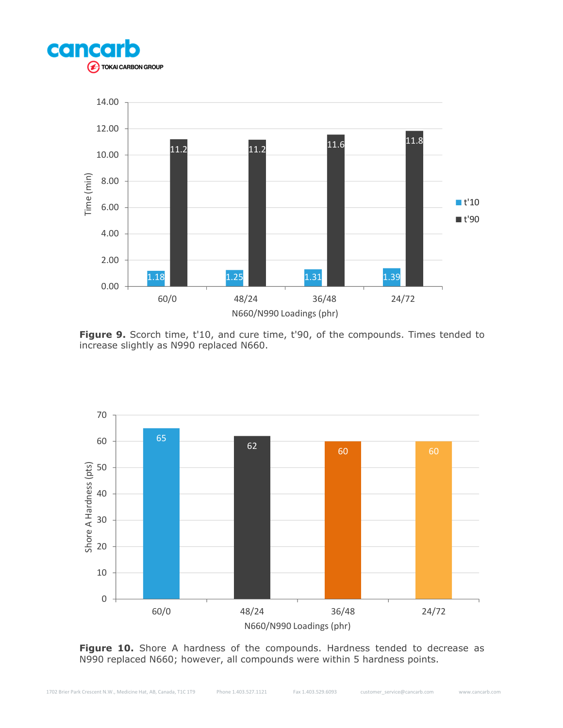**Figure 9.** Scorch time, t'10, and cure time, t'90, of the compounds. Times tended to increase slightly as N990 replaced N660.

**Figure 10.** Shore A hardness of the compounds. Hardness tended to decrease as N990 replaced N660; however, all compounds were within 5 hardness points.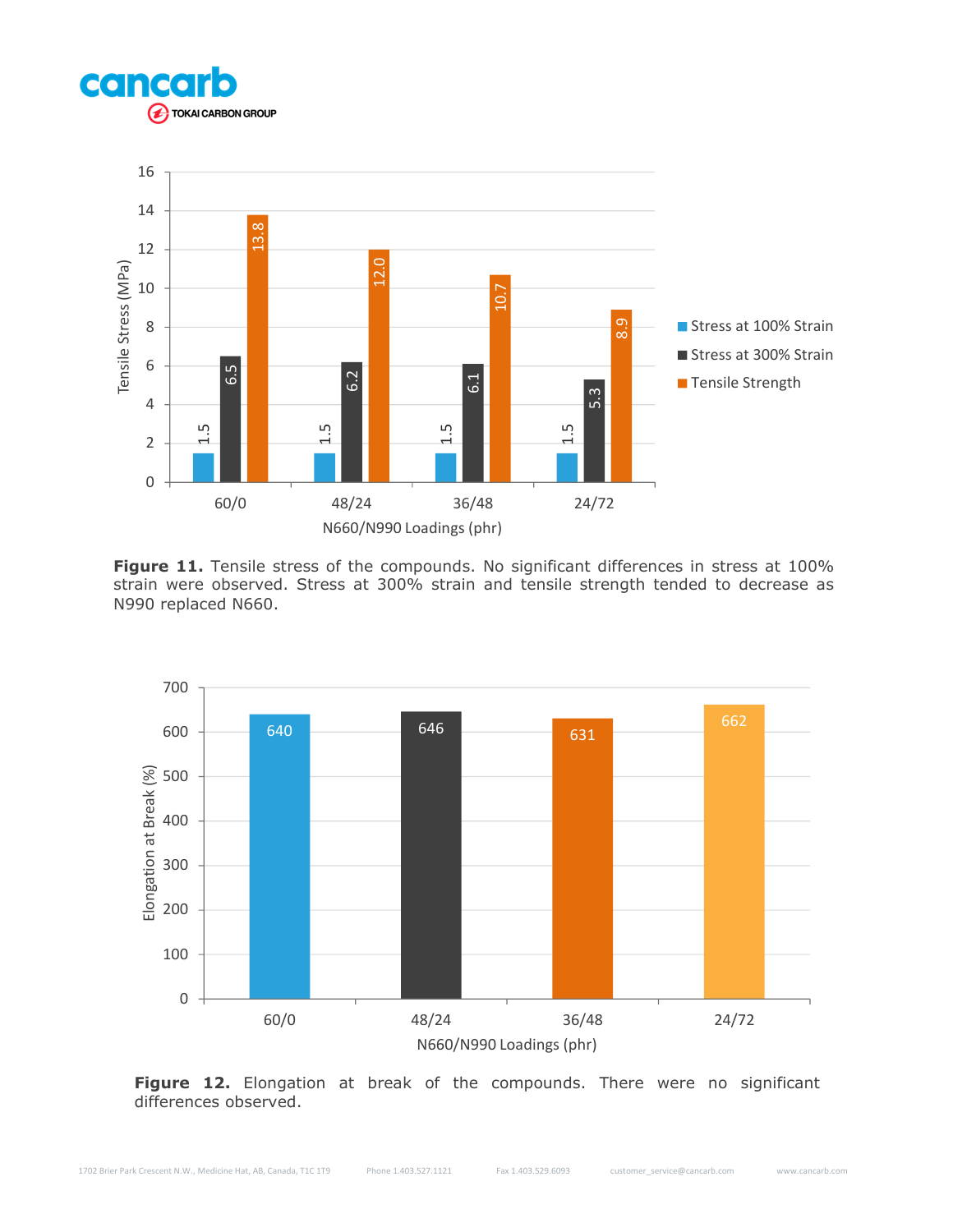**Figure 11.** Tensile stress of the compounds. No significant differences in stress at 100% strain were observed. Stress at 300% strain and tensile strength tended to decrease as N990 replaced N660.

**Figure 12.** Elongation at break of the compounds. There were no significant differences observed.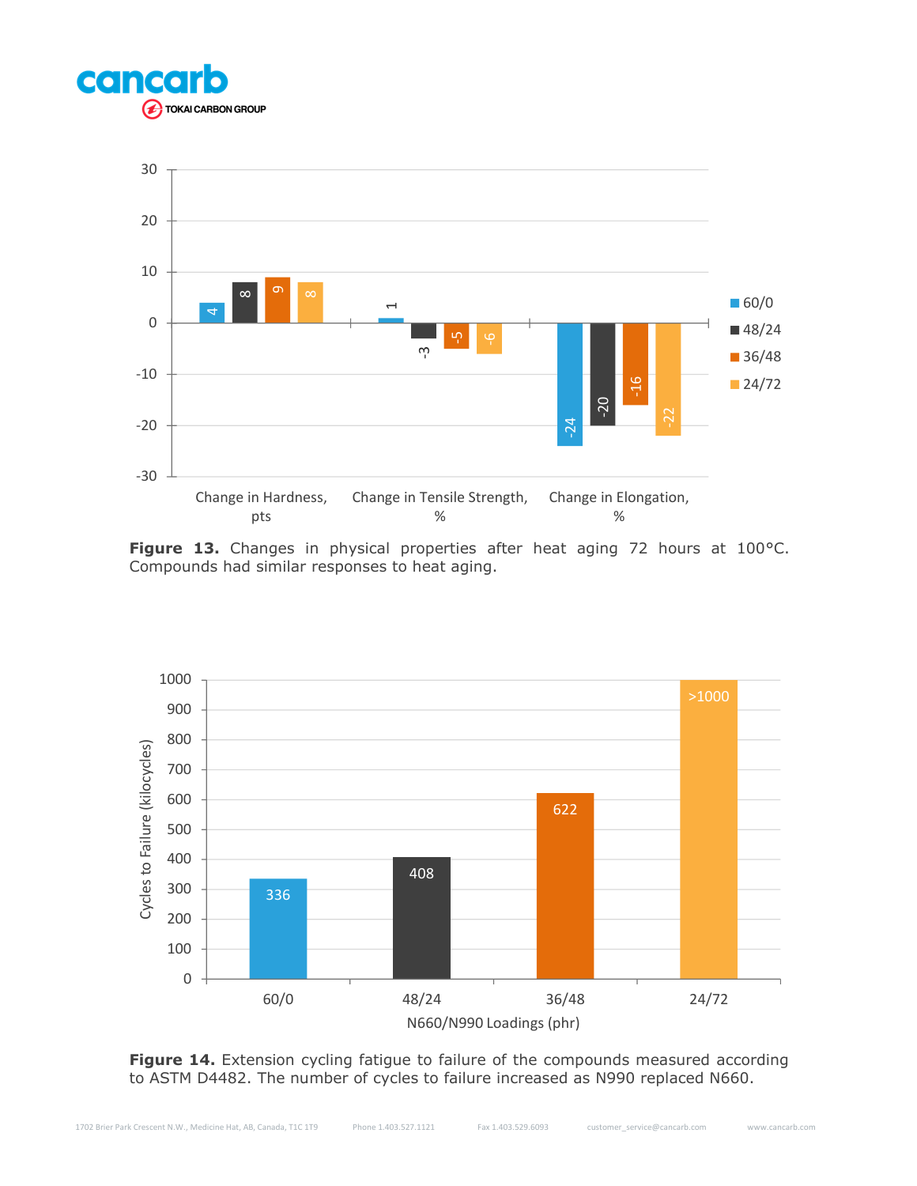**Figure 13.** Changes in physical properties after heat aging 72 hours at 100°C. Compounds had similar responses to heat aging.

**Figure 14.** Extension cycling fatigue to failure of the compounds measured according to ASTM D4482. The number of cycles to failure increased as N990 replaced N660.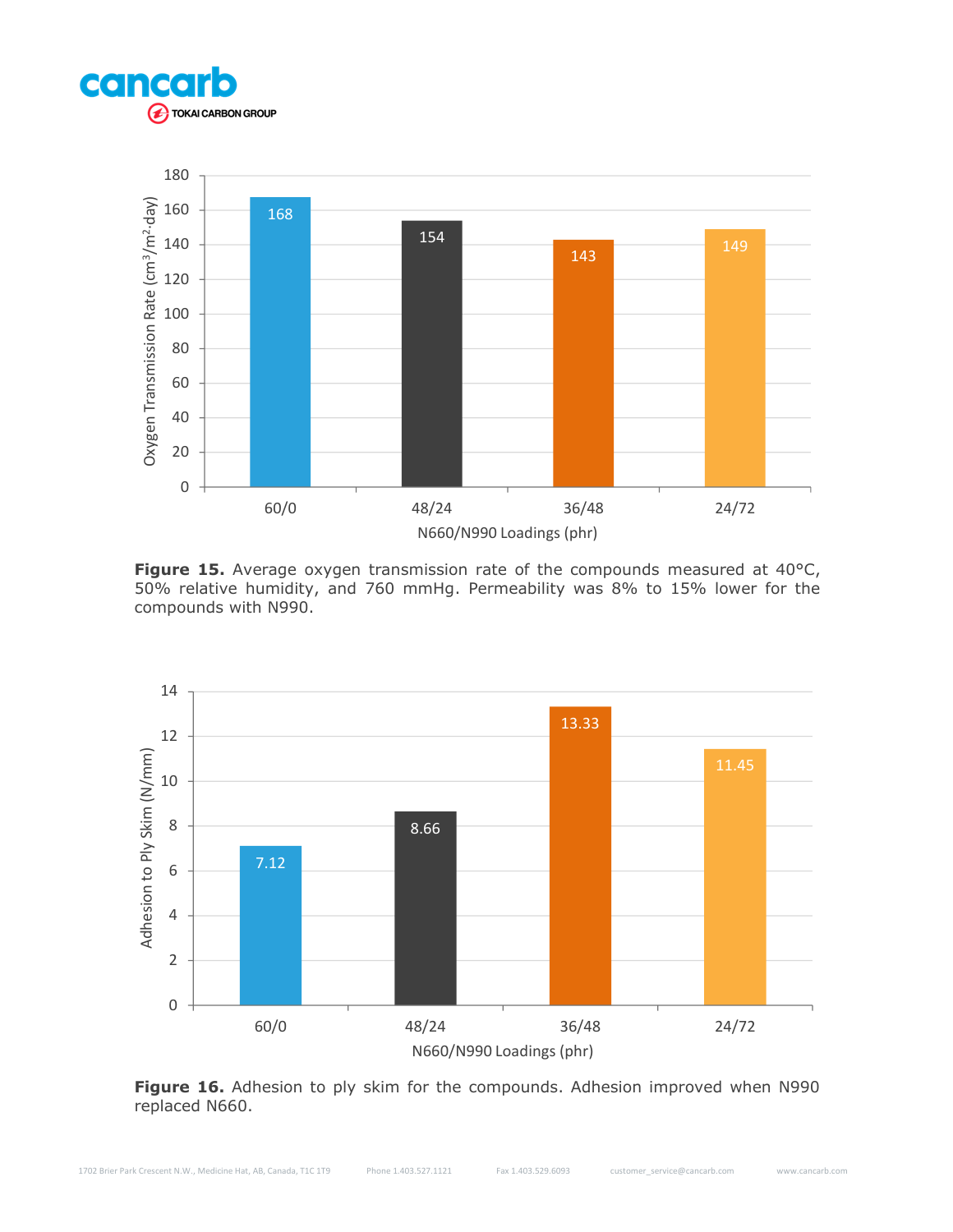**Figure 15.** Average oxygen transmission rate of the compounds measured at 40°C, 50% relative humidity, and 760 mmHg. Permeability was 8% to 15% lower for the compounds with N990.

**Figure 16.** Adhesion to ply skim for the compounds. Adhesion improved when N990 replaced N660.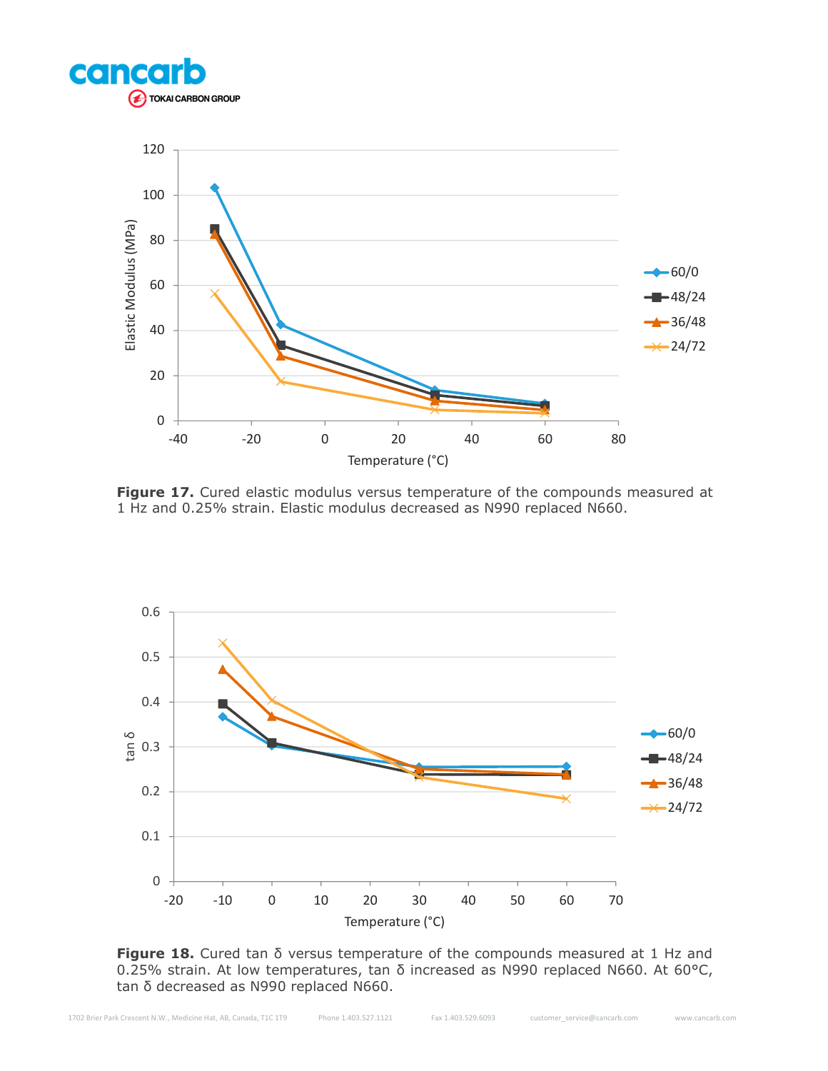120
100
80
60
40
20
0
Elastic Modulus (MPa)
-40
-20
0
20
40
60
80
Temperature (°C)
60/0
48/24
36/48
24/72

**Figure 17.** Cured elastic modulus versus temperature of the compounds measured at 1 Hz and 0.25% strain. Elastic modulus decreased as N990 replaced N660.

0.6
0.5
0.4
0.3
0.2
0.1
0
tan δ
-20
-10
0
10
20
30
40
50
60
70
Temperature (°C)
60/0
48/24
36/48
24/72

**Figure 18.** Cured tan δ versus temperature of the compounds measured at 1 Hz and 0.25% strain. At low temperatures, tan δ increased as N990 replaced N660. At 60°C, tan δ decreased as N990 replaced N660.